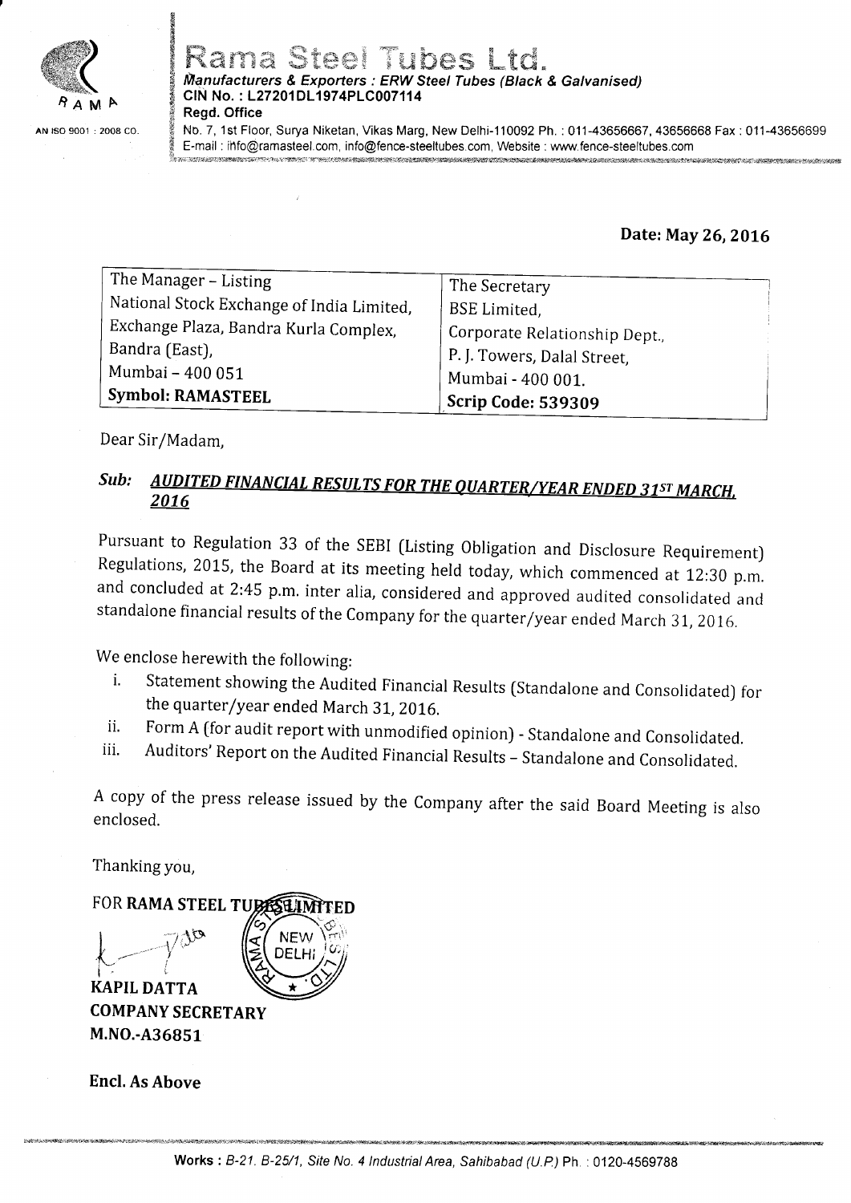# Rama Steel Tubes Ltd.

*Manufacturers & Exporters : ERW Steel Tubes (Black & Galvanised)*
**CIN No. : L27201DL1974PLC007114**
**Regd. Office**
No. 7, 1st Floor, Surya Niketan, Vikas Marg, New Delhi-110092 Ph. : 011-43656667, 43656668 Fax : 011-43656699
E-mail : info@ramasteel.com, info@fence-steeltubes.com, Website : www.fence-steeltubes.com

RAMA
AN ISO 9001 : 2008 CO.

**Date: May 26, 2016**

| The Manager – Listing<br>National Stock Exchange of India Limited,<br>Exchange Plaza, Bandra Kurla Complex,<br>Bandra (East),<br>Mumbai – 400 051<br>**Symbol: RAMASTEEL** | The Secretary<br>BSE Limited,<br>Corporate Relationship Dept.,<br>P. J. Towers, Dalal Street,<br>Mumbai - 400 001.<br>**Scrip Code: 539309** |
|---|---|

Dear Sir/Madam,

***Sub: AUDITED FINANCIAL RESULTS FOR THE QUARTER/YEAR ENDED 31ST MARCH, 2016***

Pursuant to Regulation 33 of the SEBI (Listing Obligation and Disclosure Requirement) Regulations, 2015, the Board at its meeting held today, which commenced at 12:30 p.m. and concluded at 2:45 p.m. inter alia, considered and approved audited consolidated and standalone financial results of the Company for the quarter/year ended March 31, 2016.

We enclose herewith the following:

i. Statement showing the Audited Financial Results (Standalone and Consolidated) for the quarter/year ended March 31, 2016.
ii. Form A (for audit report with unmodified opinion) - Standalone and Consolidated.
iii. Auditors' Report on the Audited Financial Results – Standalone and Consolidated.

A copy of the press release issued by the Company after the said Board Meeting is also enclosed.

Thanking you,

FOR **RAMA STEEL TUBES LIMITED**

**KAPIL DATTA**
**COMPANY SECRETARY**
**M.NO.-A36851**

**Encl. As Above**

**Works :** *B-21. B-25/1, Site No. 4 Industrial Area, Sahibabad (U.P.)* Ph. : 0120-4569788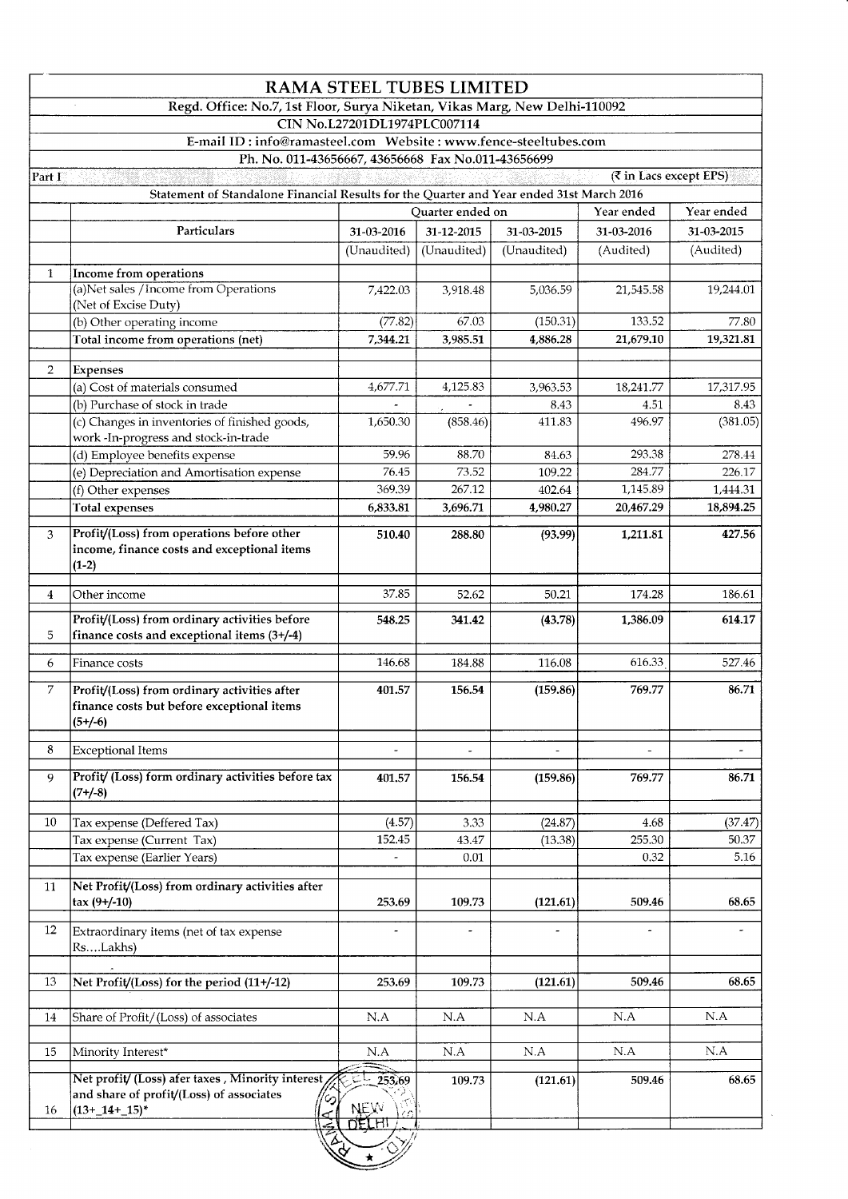# RAMA STEEL TUBES LIMITED

Regd. Office: No.7, 1st Floor, Surya Niketan, Vikas Marg, New Delhi-110092

CIN No.L27201DL1974PLC007114

E-mail ID : info@ramasteel.com Website : www.fence-steeltubes.com

Ph. No. 011-43656667, 43656668 Fax No.011-43656699

Part I (₹ in Lacs except EPS)

Statement of Standalone Financial Results for the Quarter and Year ended 31st March 2016

| | Particulars | Quarter ended on | | | Year ended | Year ended |
|---|---|---|---|---|---|---|
| | | 31-03-2016 | 31-12-2015 | 31-03-2015 | 31-03-2016 | 31-03-2015 |
| | | (Unaudited) | (Unaudited) | (Unaudited) | (Audited) | (Audited) |
| 1 | Income from operations | | | | | |
| | (a)Net sales /Income from Operations (Net of Excise Duty) | 7,422.03 | 3,918.48 | 5,036.59 | 21,545.58 | 19,244.01 |
| | (b) Other operating income | (77.82) | 67.03 | (150.31) | 133.52 | 77.80 |
| | Total income from operations (net) | 7,344.21 | 3,985.51 | 4,886.28 | 21,679.10 | 19,321.81 |
| 2 | Expenses | | | | | |
| | (a) Cost of materials consumed | 4,677.71 | 4,125.83 | 3,963.53 | 18,241.77 | 17,317.95 |
| | (b) Purchase of stock in trade | - | - | 8.43 | 4.51 | 8.43 |
| | (c) Changes in inventories of finished goods, work -In-progress and stock-in-trade | 1,650.30 | (858.46) | 411.83 | 496.97 | (381.05) |
| | (d) Employee benefits expense | 59.96 | 88.70 | 84.63 | 293.38 | 278.44 |
| | (e) Depreciation and Amortisation expense | 76.45 | 73.52 | 109.22 | 284.77 | 226.17 |
| | (f) Other expenses | 369.39 | 267.12 | 402.64 | 1,145.89 | 1,444.31 |
| | Total expenses | 6,833.81 | 3,696.71 | 4,980.27 | 20,467.29 | 18,894.25 |
| 3 | Profit/(Loss) from operations before other income, finance costs and exceptional items (1-2) | 510.40 | 288.80 | (93.99) | 1,211.81 | 427.56 |
| 4 | Other income | 37.85 | 52.62 | 50.21 | 174.28 | 186.61 |
| 5 | Profit/(Loss) from ordinary activities before finance costs and exceptional items (3+/-4) | 548.25 | 341.42 | (43.78) | 1,386.09 | 614.17 |
| 6 | Finance costs | 146.68 | 184.88 | 116.08 | 616.33 | 527.46 |
| 7 | Profit/(Loss) from ordinary activities after finance costs but before exceptional items (5+/-6) | 401.57 | 156.54 | (159.86) | 769.77 | 86.71 |
| 8 | Exceptional Items | - | - | - | - | - |
| 9 | Profit/ (Loss) form ordinary activities before tax (7+/-8) | 401.57 | 156.54 | (159.86) | 769.77 | 86.71 |
| 10 | Tax expense (Deffered Tax) | (4.57) | 3.33 | (24.87) | 4.68 | (37.47) |
| | Tax expense (Current Tax) | 152.45 | 43.47 | (13.38) | 255.30 | 50.37 |
| | Tax expense (Earlier Years) | - | 0.01 | | 0.32 | 5.16 |
| 11 | Net Profit/(Loss) from ordinary activities after tax (9+/-10) | 253.69 | 109.73 | (121.61) | 509.46 | 68.65 |
| 12 | Extraordinary items (net of tax expense Rs....Lakhs) | - | - | - | - | - |
| 13 | Net Profit/(Loss) for the period (11+/-12) | 253.69 | 109.73 | (121.61) | 509.46 | 68.65 |
| 14 | Share of Profit/(Loss) of associates | N.A | N.A | N.A | N.A | N.A |
| 15 | Minority Interest* | N.A | N.A | N.A | N.A | N.A |
| 16 | Net profit/ (Loss) afer taxes , Minority interest and share of profit/(Loss) of associates (13+_14+_15)* | 253.69 | 109.73 | (121.61) | 509.46 | 68.65 |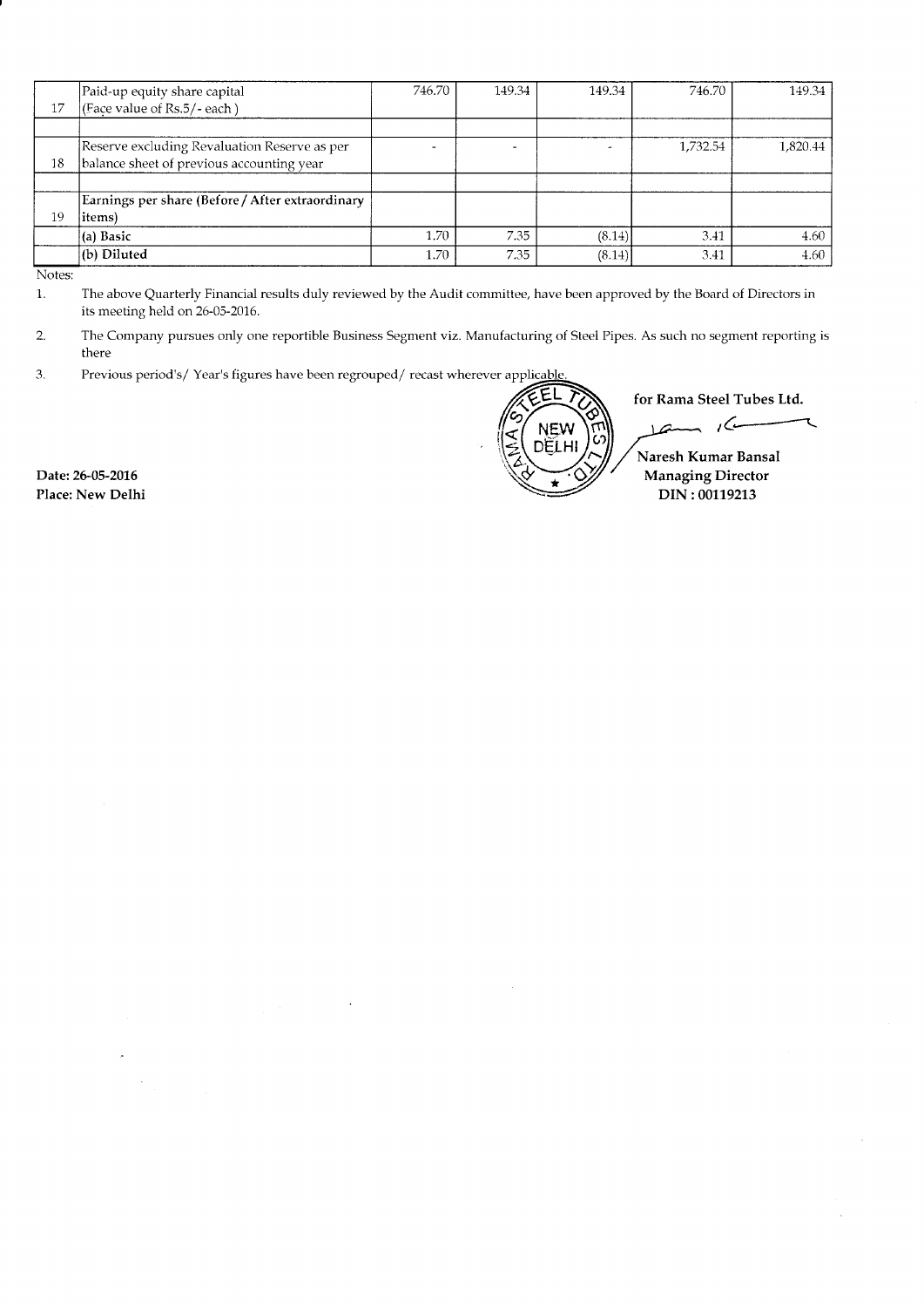| 17 | Paid-up equity share capital (Face value of Rs.5/- each) | 746.70 | 149.34 | 149.34 | 746.70 | 149.34 |
|---|---|---|---|---|---|---|
| | | | | | | |
| 18 | Reserve excluding Revaluation Reserve as per balance sheet of previous accounting year | - | - | - | 1,732.54 | 1,820.44 |
| | | | | | | |
| 19 | Earnings per share (Before / After extraordinary items) | | | | | |
| | (a) Basic | 1.70 | 7.35 | (8.14) | 3.41 | 4.60 |
| | (b) Diluted | 1.70 | 7.35 | (8.14) | 3.41 | 4.60 |

Notes:

1. The above Quarterly Financial results duly reviewed by the Audit committee, have been approved by the Board of Directors in its meeting held on 26-05-2016.
2. The Company pursues only one reportible Business Segment viz. Manufacturing of Steel Pipes. As such no segment reporting is there
3. Previous period's/ Year's figures have been regrouped/ recast wherever applicable.

**for Rama Steel Tubes Ltd.**

**Naresh Kumar Bansal**
**Managing Director**
**DIN : 00119213**

**Date: 26-05-2016**
**Place: New Delhi**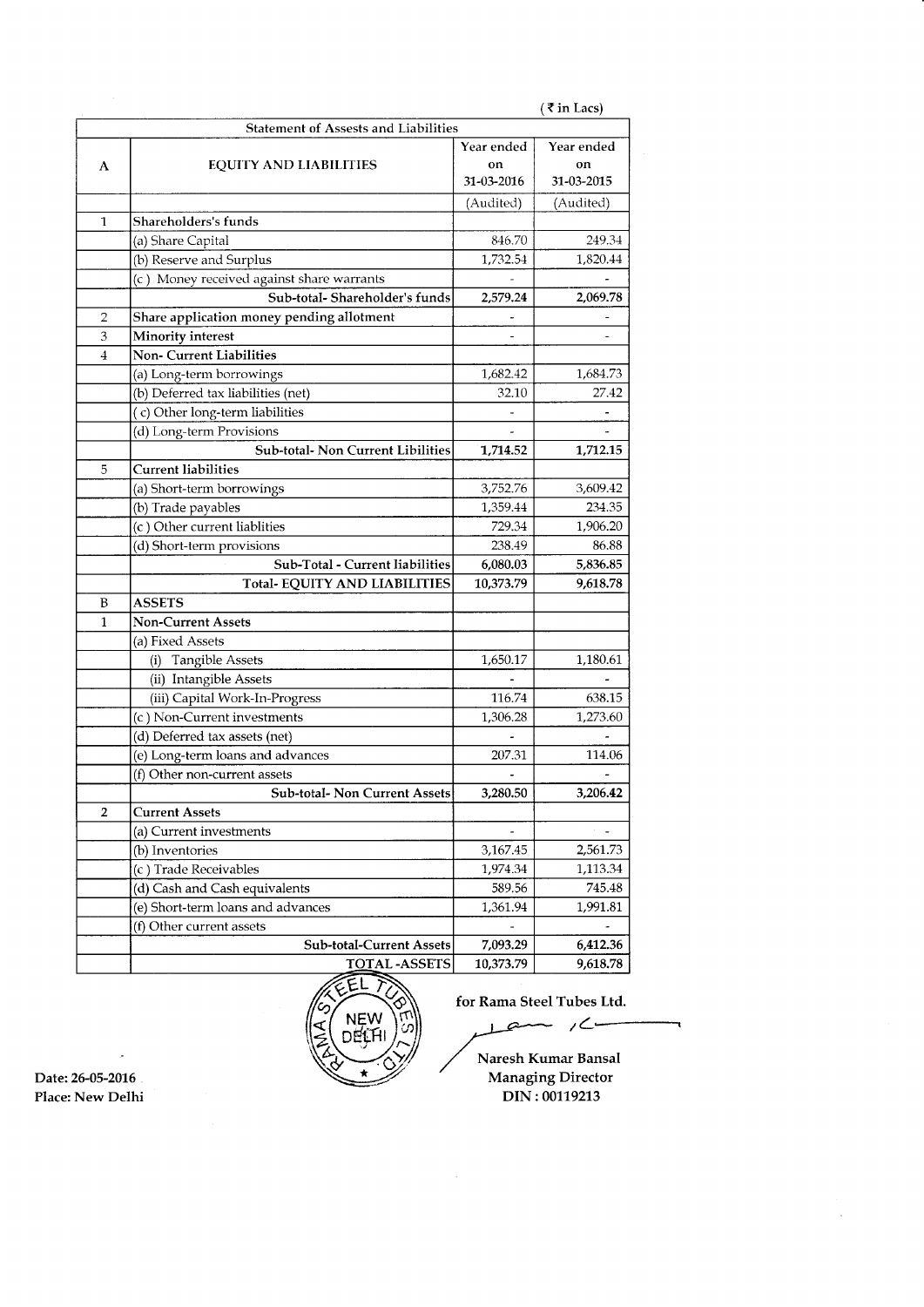(₹ in Lacs)

| Statement of Assests and Liabilities | | | |
|---|---|---|---|
| A | EQUITY AND LIABILITIES | Year ended on 31-03-2016 | Year ended on 31-03-2015 |
| | | (Audited) | (Audited) |
| 1 | Shareholders's funds | | |
| | (a) Share Capital | 846.70 | 249.34 |
| | (b) Reserve and Surplus | 1,732.54 | 1,820.44 |
| | (c) Money received against share warrants | - | - |
| | Sub-total- Shareholder's funds | 2,579.24 | 2,069.78 |
| 2 | Share application money pending allotment | - | - |
| 3 | Minority interest | - | - |
| 4 | Non- Current Liabilities | | |
| | (a) Long-term borrowings | 1,682.42 | 1,684.73 |
| | (b) Deferred tax liabilities (net) | 32.10 | 27.42 |
| | (c) Other long-term liabilities | - | - |
| | (d) Long-term Provisions | - | - |
| | Sub-total- Non Current Libilities | 1,714.52 | 1,712.15 |
| 5 | Current liabilities | | |
| | (a) Short-term borrowings | 3,752.76 | 3,609.42 |
| | (b) Trade payables | 1,359.44 | 234.35 |
| | (c) Other current liablities | 729.34 | 1,906.20 |
| | (d) Short-term provisions | 238.49 | 86.88 |
| | Sub-Total - Current liabilities | 6,080.03 | 5,836.85 |
| | Total- EQUITY AND LIABILITIES | 10,373.79 | 9,618.78 |
| B | ASSETS | | |
| 1 | Non-Current Assets | | |
| | (a) Fixed Assets | | |
| | (i) Tangible Assets | 1,650.17 | 1,180.61 |
| | (ii) Intangible Assets | - | - |
| | (iii) Capital Work-In-Progress | 116.74 | 638.15 |
| | (c) Non-Current investments | 1,306.28 | 1,273.60 |
| | (d) Deferred tax assets (net) | - | - |
| | (e) Long-term loans and advances | 207.31 | 114.06 |
| | (f) Other non-current assets | - | - |
| | Sub-total- Non Current Assets | 3,280.50 | 3,206.42 |
| 2 | Current Assets | | |
| | (a) Current investments | - | - |
| | (b) Inventories | 3,167.45 | 2,561.73 |
| | (c) Trade Receivables | 1,974.34 | 1,113.34 |
| | (d) Cash and Cash equivalents | 589.56 | 745.48 |
| | (e) Short-term loans and advances | 1,361.94 | 1,991.81 |
| | (f) Other current assets | - | - |
| | Sub-total-Current Assets | 7,093.29 | 6,412.36 |
| | TOTAL -ASSETS | 10,373.79 | 9,618.78 |

Date: 26-05-2016
Place: New Delhi

**for Rama Steel Tubes Ltd.**

**Naresh Kumar Bansal**
**Managing Director**
**DIN : 00119213**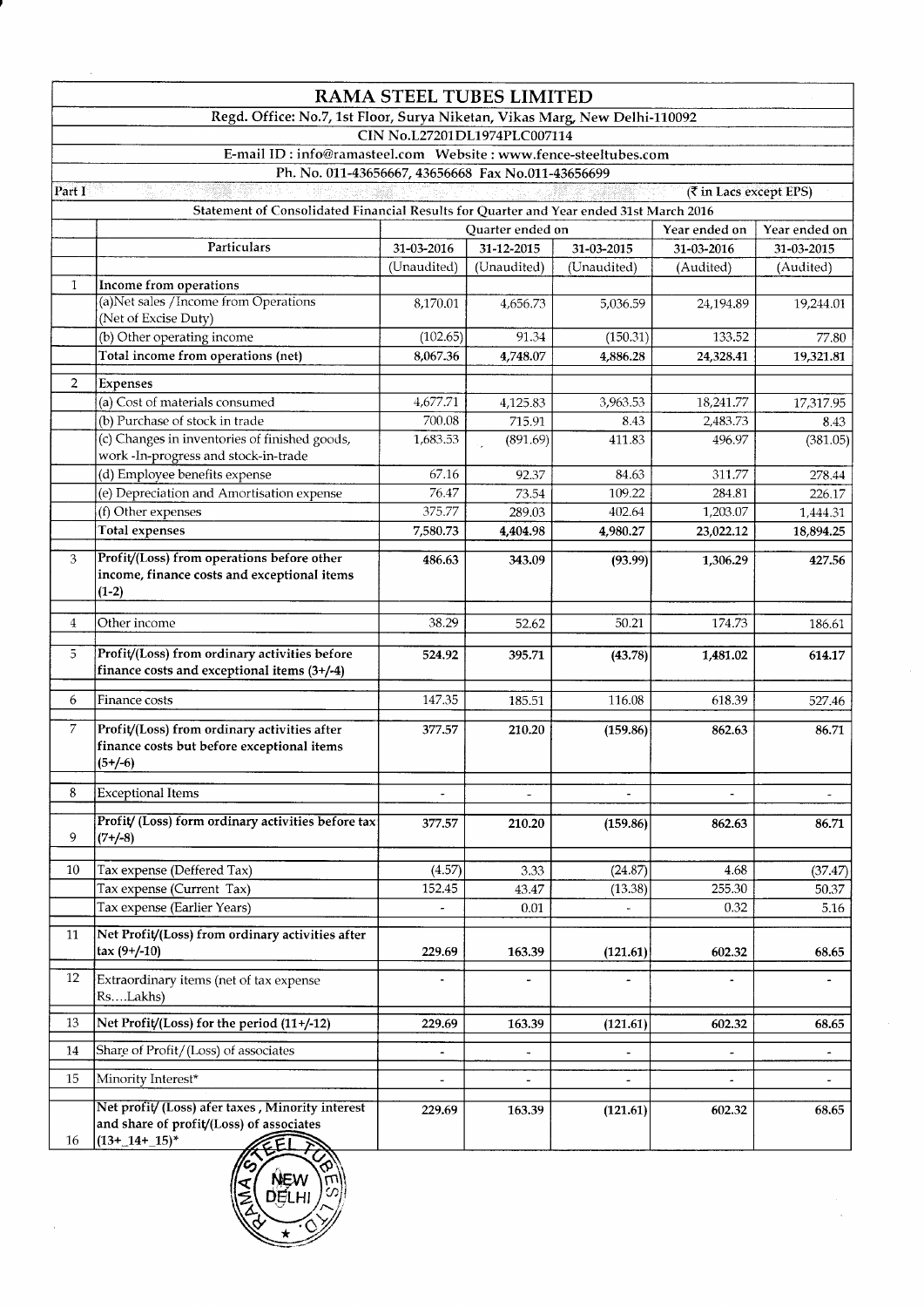# RAMA STEEL TUBES LIMITED

Regd. Office: No.7, 1st Floor, Surya Niketan, Vikas Marg, New Delhi-110092

CIN No.L27201DL1974PLC007114

E-mail ID : info@ramasteel.com Website : www.fence-steeltubes.com

Ph. No. 011-43656667, 43656668 Fax No.011-43656699

Part I (₹ in Lacs except EPS)

## Statement of Consolidated Financial Results for Quarter and Year ended 31st March 2016

| | Particulars | Quarter ended on | | | Year ended on | Year ended on |
|---|---|---|---|---|---|---|
| | | 31-03-2016 | 31-12-2015 | 31-03-2015 | 31-03-2016 | 31-03-2015 |
| | | (Unaudited) | (Unaudited) | (Unaudited) | (Audited) | (Audited) |
| 1 | Income from operations | | | | | |
| | (a)Net sales / Income from Operations (Net of Excise Duty) | 8,170.01 | 4,656.73 | 5,036.59 | 24,194.89 | 19,244.01 |
| | (b) Other operating income | (102.65) | 91.34 | (150.31) | 133.52 | 77.80 |
| | Total income from operations (net) | 8,067.36 | 4,748.07 | 4,886.28 | 24,328.41 | 19,321.81 |
| 2 | Expenses | | | | | |
| | (a) Cost of materials consumed | 4,677.71 | 4,125.83 | 3,963.53 | 18,241.77 | 17,317.95 |
| | (b) Purchase of stock in trade | 700.08 | 715.91 | 8.43 | 2,483.73 | 8.43 |
| | (c) Changes in inventories of finished goods, work -In-progress and stock-in-trade | 1,683.53 | (891.69) | 411.83 | 496.97 | (381.05) |
| | (d) Employee benefits expense | 67.16 | 92.37 | 84.63 | 311.77 | 278.44 |
| | (e) Depreciation and Amortisation expense | 76.47 | 73.54 | 109.22 | 284.81 | 226.17 |
| | (f) Other expenses | 375.77 | 289.03 | 402.64 | 1,203.07 | 1,444.31 |
| | Total expenses | 7,580.73 | 4,404.98 | 4,980.27 | 23,022.12 | 18,894.25 |
| 3 | Profit/(Loss) from operations before other income, finance costs and exceptional items (1-2) | 486.63 | 343.09 | (93.99) | 1,306.29 | 427.56 |
| 4 | Other income | 38.29 | 52.62 | 50.21 | 174.73 | 186.61 |
| 5 | Profit/(Loss) from ordinary activities before finance costs and exceptional items (3+/-4) | 524.92 | 395.71 | (43.78) | 1,481.02 | 614.17 |
| 6 | Finance costs | 147.35 | 185.51 | 116.08 | 618.39 | 527.46 |
| 7 | Profit/(Loss) from ordinary activities after finance costs but before exceptional items (5+/-6) | 377.57 | 210.20 | (159.86) | 862.63 | 86.71 |
| 8 | Exceptional Items | - | - | - | - | - |
| 9 | Profit/ (Loss) form ordinary activities before tax (7+/-8) | 377.57 | 210.20 | (159.86) | 862.63 | 86.71 |
| 10 | Tax expense (Deffered Tax) | (4.57) | 3.33 | (24.87) | 4.68 | (37.47) |
| | Tax expense (Current Tax) | 152.45 | 43.47 | (13.38) | 255.30 | 50.37 |
| | Tax expense (Earlier Years) | - | 0.01 | - | 0.32 | 5.16 |
| 11 | Net Profit/(Loss) from ordinary activities after tax (9+/-10) | 229.69 | 163.39 | (121.61) | 602.32 | 68.65 |
| 12 | Extraordinary items (net of tax expense Rs....Lakhs) | - | - | - | - | - |
| 13 | Net Profit/(Loss) for the period (11+/-12) | 229.69 | 163.39 | (121.61) | 602.32 | 68.65 |
| 14 | Share of Profit/(Loss) of associates | - | - | - | - | - |
| 15 | Minority Interest* | - | - | - | - | - |
| 16 | Net profit/ (Loss) afer taxes , Minority interest and share of profit/(Loss) of associates (13+_14+_15)* | 229.69 | 163.39 | (121.61) | 602.32 | 68.65 |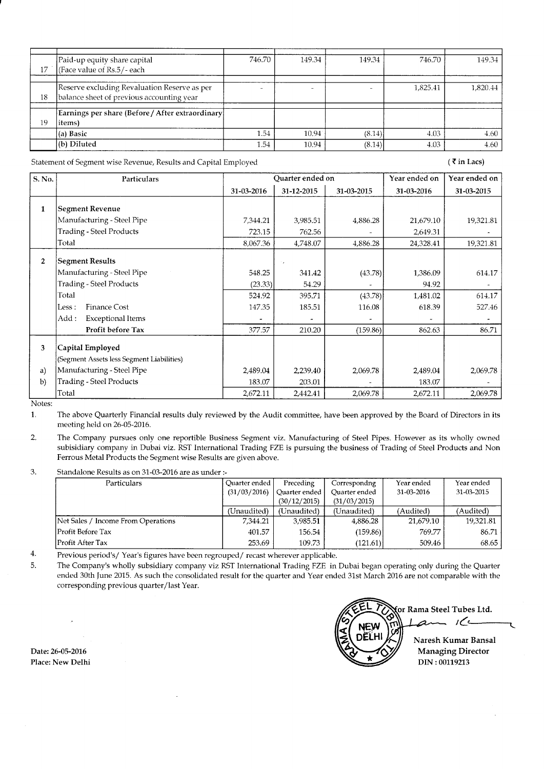| | | | | | | |
|---|---|---|---|---|---|---|
| 17 | Paid-up equity share capital (Face value of Rs.5/- each | 746.70 | 149.34 | 149.34 | 746.70 | 149.34 |
| 18 | Reserve excluding Revaluation Reserve as per balance sheet of previous accounting year | - | - | - | 1,825.41 | 1,820.44 |
| 19 | Earnings per share (Before / After extraordinary items) | | | | | |
| | (a) Basic | 1.54 | 10.94 | (8.14) | 4.03 | 4.60 |
| | (b) Diluted | 1.54 | 10.94 | (8.14) | 4.03 | 4.60 |

Statement of Segment wise Revenue, Results and Capital Employed

(₹ in Lacs)

| S. No. | Particulars | Quarter ended on | | | Year ended on | Year ended on |
|---|---|---|---|---|---|---|
| | | 31-03-2016 | 31-12-2015 | 31-03-2015 | 31-03-2016 | 31-03-2015 |
| 1 | **Segment Revenue** | | | | | |
| | Manufacturing - Steel Pipe | 7,344.21 | 3,985.51 | 4,886.28 | 21,679.10 | 19,321.81 |
| | Trading - Steel Products | 723.15 | 762.56 | - | 2,649.31 | - |
| | Total | 8,067.36 | 4,748.07 | 4,886.28 | 24,328.41 | 19,321.81 |
| 2 | **Segment Results** | | | | | |
| | Manufacturing - Steel Pipe | 548.25 | 341.42 | (43.78) | 1,386.09 | 614.17 |
| | Trading - Steel Products | (23.33) | 54.29 | - | 94.92 | - |
| | Total | 524.92 | 395.71 | (43.78) | 1,481.02 | 614.17 |
| | Less : Finance Cost | 147.35 | 185.51 | 116.08 | 618.39 | 527.46 |
| | Add : Exceptional Items | - | - | - | - | - |
| | **Profit before Tax** | 377.57 | 210.20 | (159.86) | 862.63 | 86.71 |
| 3 | **Capital Employed** (Segment Assets less Segment Liabilities) | | | | | |
| a) | Manufacturing - Steel Pipe | 2,489.04 | 2,239.40 | 2,069.78 | 2,489.04 | 2,069.78 |
| b) | Trading - Steel Products | 183.07 | 203.01 | - | 183.07 | - |
| | Total | 2,672.11 | 2,442.41 | 2,069.78 | 2,672.11 | 2,069.78 |

Notes:

1. The above Quarterly Financial results duly reviewed by the Audit committee, have been approved by the Board of Directors in its meeting held on 26-05-2016.

2. The Company pursues only one reportible Business Segment viz. Manufacturing of Steel Pipes. However as its wholly owned subisidiary company in Dubai viz. RST International Trading FZE is pursuing the business of Trading of Steel Products and Non Ferrous Metal Products the Segment wise Results are given above.

3. Standalone Results as on 31-03-2016 are as under :-

| Particulars | Quarter ended (31/03/2016) | Preceding Quarter ended (30/12/2015) | Correspondng Quarter ended (31/03/2015) | Year ended 31-03-2016 | Year ended 31-03-2015 |
|---|---|---|---|---|---|
| | (Unaudited) | (Unaudited) | (Unaudited) | (Audited) | (Audited) |
| Net Sales / Income From Operations | 7,344.21 | 3,985.51 | 4,886.28 | 21,679.10 | 19,321.81 |
| Profit Before Tax | 401.57 | 156.54 | (159.86) | 769.77 | 86.71 |
| Profit After Tax | 253.69 | 109.73 | (121.61) | 509.46 | 68.65 |

4. Previous period's/ Year's figures have been regrouped/ recast wherever applicable.

5. The Company's wholly subsidiary company viz RST International Trading FZE in Dubai began operating only during the Quarter ended 30th June 2015. As such the consolidated result for the quarter and Year ended 31st March 2016 are not comparable with the corresponding previous quarter/last Year.

**for Rama Steel Tubes Ltd.**

**Naresh Kumar Bansal**
**Managing Director**
**DIN : 00119213**

**Date: 26-05-2016**
**Place: New Delhi**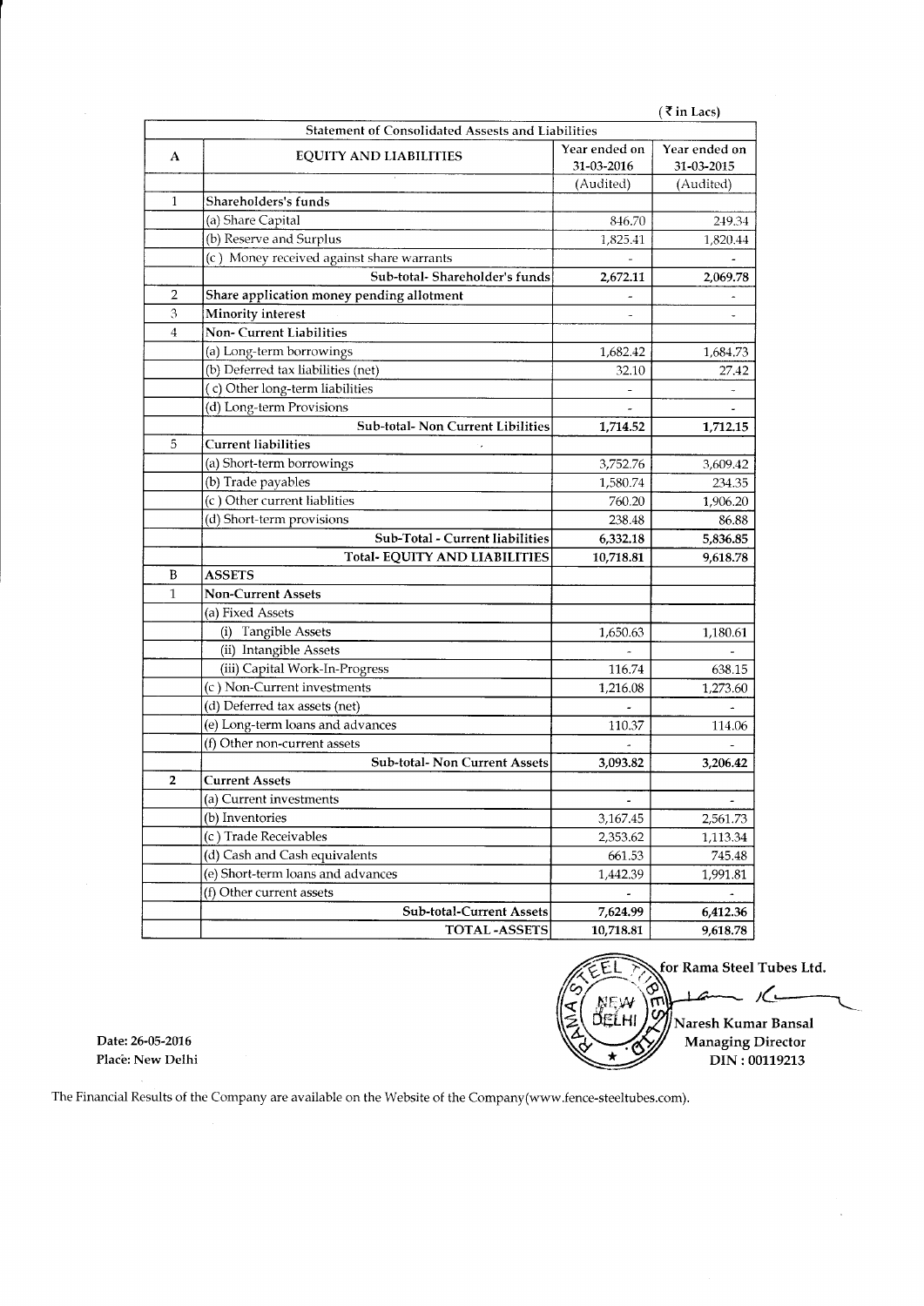(₹ in Lacs)

| | Statement of Consolidated Assests and Liabilities | | |
|---|---|---|---|
| A | EQUITY AND LIABILITIES | Year ended on 31-03-2016 | Year ended on 31-03-2015 |
| | | (Audited) | (Audited) |
| 1 | Shareholders's funds | | |
| | (a) Share Capital | 846.70 | 249.34 |
| | (b) Reserve and Surplus | 1,825.41 | 1,820.44 |
| | (c) Money received against share warrants | - | - |
| | Sub-total- Shareholder's funds | **2,672.11** | **2,069.78** |
| 2 | Share application money pending allotment | - | - |
| 3 | Minority interest | - | - |
| 4 | Non- Current Liabilities | | |
| | (a) Long-term borrowings | 1,682.42 | 1,684.73 |
| | (b) Deferred tax liabilities (net) | 32.10 | 27.42 |
| | (c) Other long-term liabilities | - | - |
| | (d) Long-term Provisions | - | - |
| | Sub-total- Non Current Libilities | **1,714.52** | **1,712.15** |
| 5 | Current liabilities | | |
| | (a) Short-term borrowings | 3,752.76 | 3,609.42 |
| | (b) Trade payables | 1,580.74 | 234.35 |
| | (c) Other current liablities | 760.20 | 1,906.20 |
| | (d) Short-term provisions | 238.48 | 86.88 |
| | Sub-Total - Current liabilities | **6,332.18** | **5,836.85** |
| | Total- EQUITY AND LIABILITIES | **10,718.81** | **9,618.78** |
| B | ASSETS | | |
| 1 | Non-Current Assets | | |
| | (a) Fixed Assets | | |
| | (i) Tangible Assets | 1,650.63 | 1,180.61 |
| | (ii) Intangible Assets | - | - |
| | (iii) Capital Work-In-Progress | 116.74 | 638.15 |
| | (c) Non-Current investments | 1,216.08 | 1,273.60 |
| | (d) Deferred tax assets (net) | - | - |
| | (e) Long-term loans and advances | 110.37 | 114.06 |
| | (f) Other non-current assets | - | - |
| | Sub-total- Non Current Assets | **3,093.82** | **3,206.42** |
| 2 | Current Assets | | |
| | (a) Current investments | - | - |
| | (b) Inventories | 3,167.45 | 2,561.73 |
| | (c) Trade Receivables | 2,353.62 | 1,113.34 |
| | (d) Cash and Cash equivalents | 661.53 | 745.48 |
| | (e) Short-term loans and advances | 1,442.39 | 1,991.81 |
| | (f) Other current assets | - | - |
| | Sub-total-Current Assets | **7,624.99** | **6,412.36** |
| | TOTAL -ASSETS | **10,718.81** | **9,618.78** |

for Rama Steel Tubes Ltd.

Naresh Kumar Bansal
Managing Director
DIN : 00119213

Date: 26-05-2016
Place: New Delhi

The Financial Results of the Company are available on the Website of the Company(www.fence-steeltubes.com).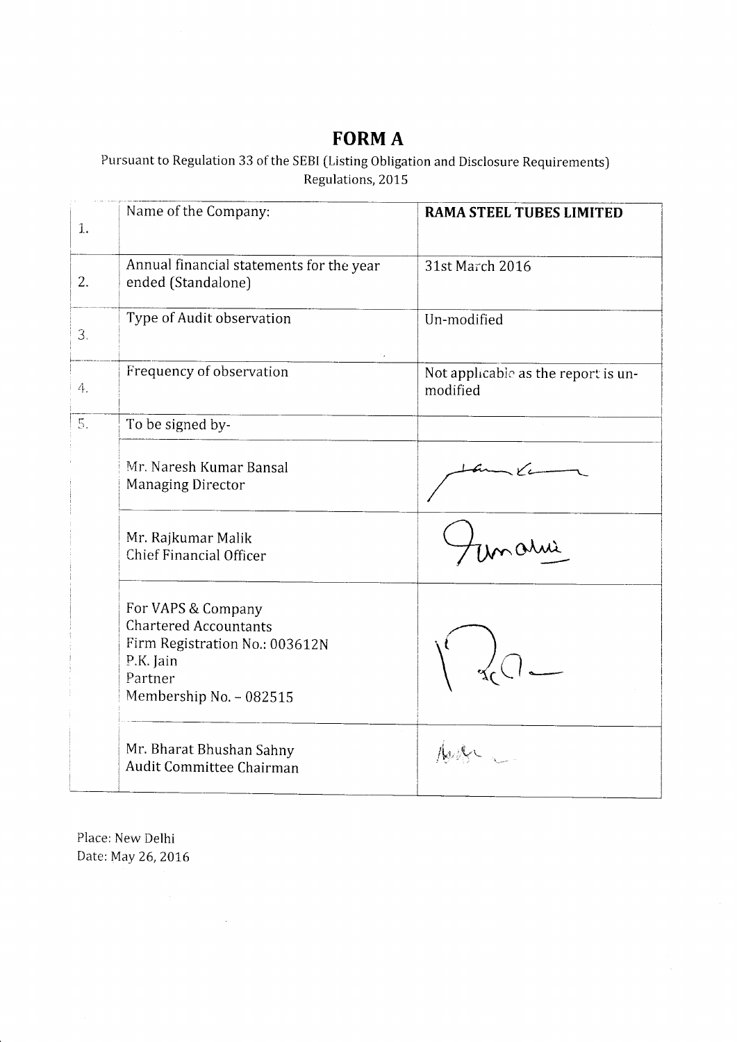# FORM A

Pursuant to Regulation 33 of the SEBI (Listing Obligation and Disclosure Requirements) Regulations, 2015

| | | |
|---|---|---|
| 1. | Name of the Company: | **RAMA STEEL TUBES LIMITED** |
| 2. | Annual financial statements for the year ended (Standalone) | 31st March 2016 |
| 3. | Type of Audit observation | Un-modified |
| 4. | Frequency of observation | Not applicable as the report is un-modified |
| 5. | To be signed by- | |
| | Mr. Naresh Kumar Bansal<br>Managing Director | |
| | Mr. Rajkumar Malik<br>Chief Financial Officer | |
| | For VAPS & Company<br>Chartered Accountants<br>Firm Registration No.: 003612N<br>P.K. Jain<br>Partner<br>Membership No. – 082515 | |
| | Mr. Bharat Bhushan Sahny<br>Audit Committee Chairman | |

Place: New Delhi
Date: May 26, 2016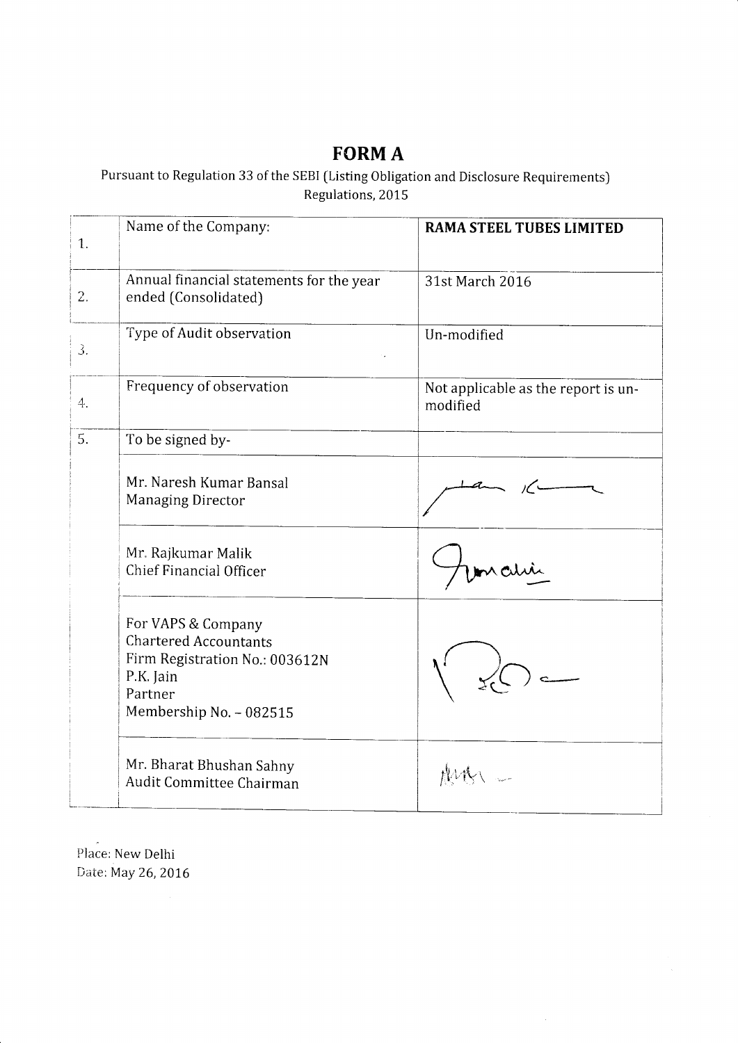# FORM A

Pursuant to Regulation 33 of the SEBI (Listing Obligation and Disclosure Requirements) Regulations, 2015

| | | |
|---|---|---|
| 1. | Name of the Company: | **RAMA STEEL TUBES LIMITED** |
| 2. | Annual financial statements for the year ended (Consolidated) | 31st March 2016 |
| 3. | Type of Audit observation | Un-modified |
| 4. | Frequency of observation | Not applicable as the report is un-modified |
| 5. | To be signed by- | |
| | Mr. Naresh Kumar Bansal<br>Managing Director | |
| | Mr. Rajkumar Malik<br>Chief Financial Officer | |
| | For VAPS & Company<br>Chartered Accountants<br>Firm Registration No.: 003612N<br>P.K. Jain<br>Partner<br>Membership No. - 082515 | |
| | Mr. Bharat Bhushan Sahny<br>Audit Committee Chairman | |

Place: New Delhi
Date: May 26, 2016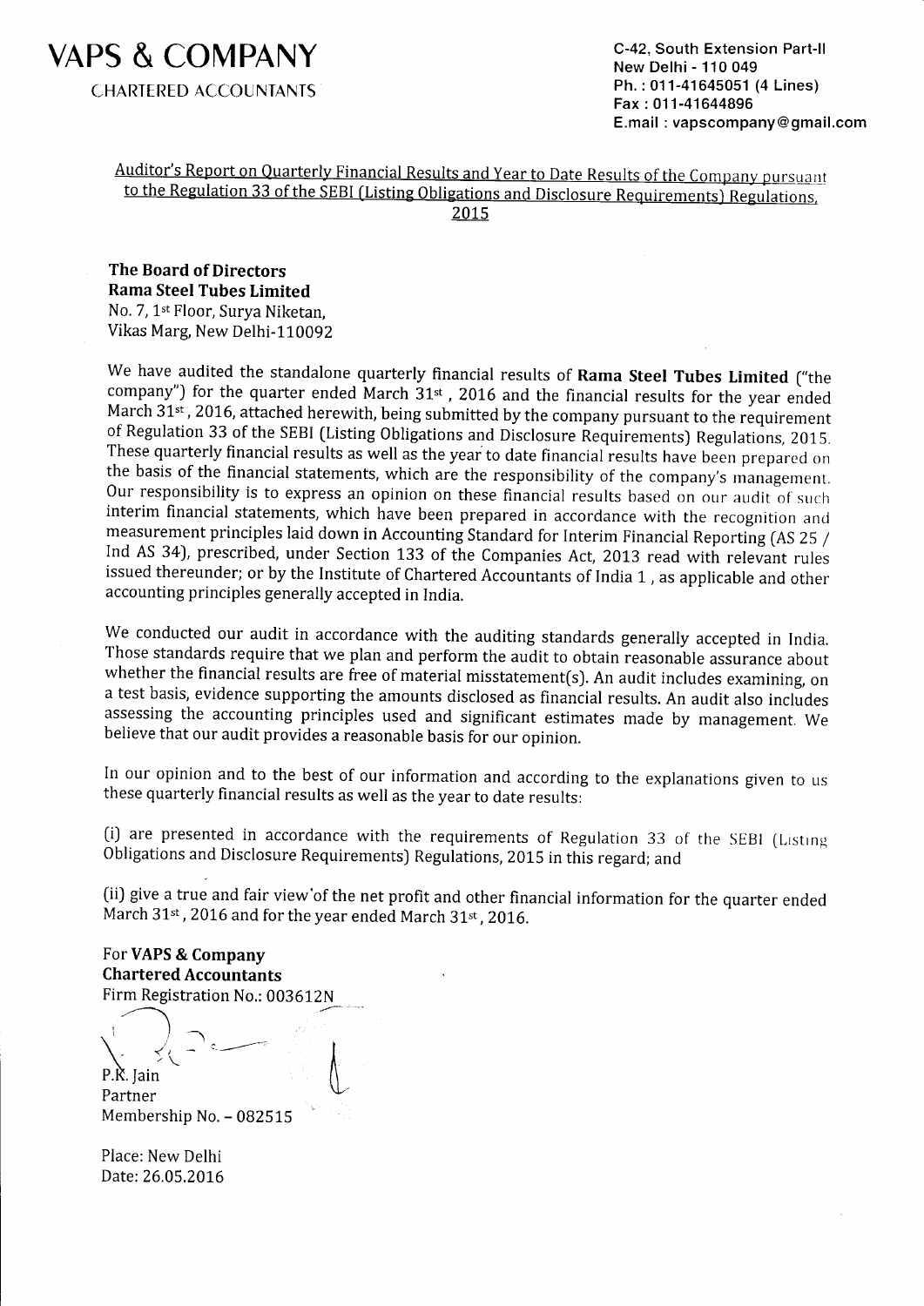# VAPS & COMPANY

CHARTERED ACCOUNTANTS

C-42, South Extension Part-II
New Delhi - 110 049
Ph. : 011-41645051 (4 Lines)
Fax : 011-41644896
E.mail : vapscompany@gmail.com

<u>Auditor's Report on Quarterly Financial Results and Year to Date Results of the Company pursuant to the Regulation 33 of the SEBI (Listing Obligations and Disclosure Requirements) Regulations, 2015</u>

**The Board of Directors**
**Rama Steel Tubes Limited**
No. 7, 1st Floor, Surya Niketan,
Vikas Marg, New Delhi-110092

We have audited the standalone quarterly financial results of **Rama Steel Tubes Limited** ("the company") for the quarter ended March 31st, 2016 and the financial results for the year ended March 31st, 2016, attached herewith, being submitted by the company pursuant to the requirement of Regulation 33 of the SEBI (Listing Obligations and Disclosure Requirements) Regulations, 2015. These quarterly financial results as well as the year to date financial results have been prepared on the basis of the financial statements, which are the responsibility of the company's management. Our responsibility is to express an opinion on these financial results based on our audit of such interim financial statements, which have been prepared in accordance with the recognition and measurement principles laid down in Accounting Standard for Interim Financial Reporting (AS 25 / Ind AS 34), prescribed, under Section 133 of the Companies Act, 2013 read with relevant rules issued thereunder; or by the Institute of Chartered Accountants of India 1 , as applicable and other accounting principles generally accepted in India.

We conducted our audit in accordance with the auditing standards generally accepted in India. Those standards require that we plan and perform the audit to obtain reasonable assurance about whether the financial results are free of material misstatement(s). An audit includes examining, on a test basis, evidence supporting the amounts disclosed as financial results. An audit also includes assessing the accounting principles used and significant estimates made by management. We believe that our audit provides a reasonable basis for our opinion.

In our opinion and to the best of our information and according to the explanations given to us these quarterly financial results as well as the year to date results:

(i) are presented in accordance with the requirements of Regulation 33 of the SEBI (Listing Obligations and Disclosure Requirements) Regulations, 2015 in this regard; and

(ii) give a true and fair view of the net profit and other financial information for the quarter ended March 31st, 2016 and for the year ended March 31st, 2016.

For **VAPS & Company**
**Chartered Accountants**
Firm Registration No.: 003612N

P.K. Jain
Partner
Membership No. – 082515

Place: New Delhi
Date: 26.05.2016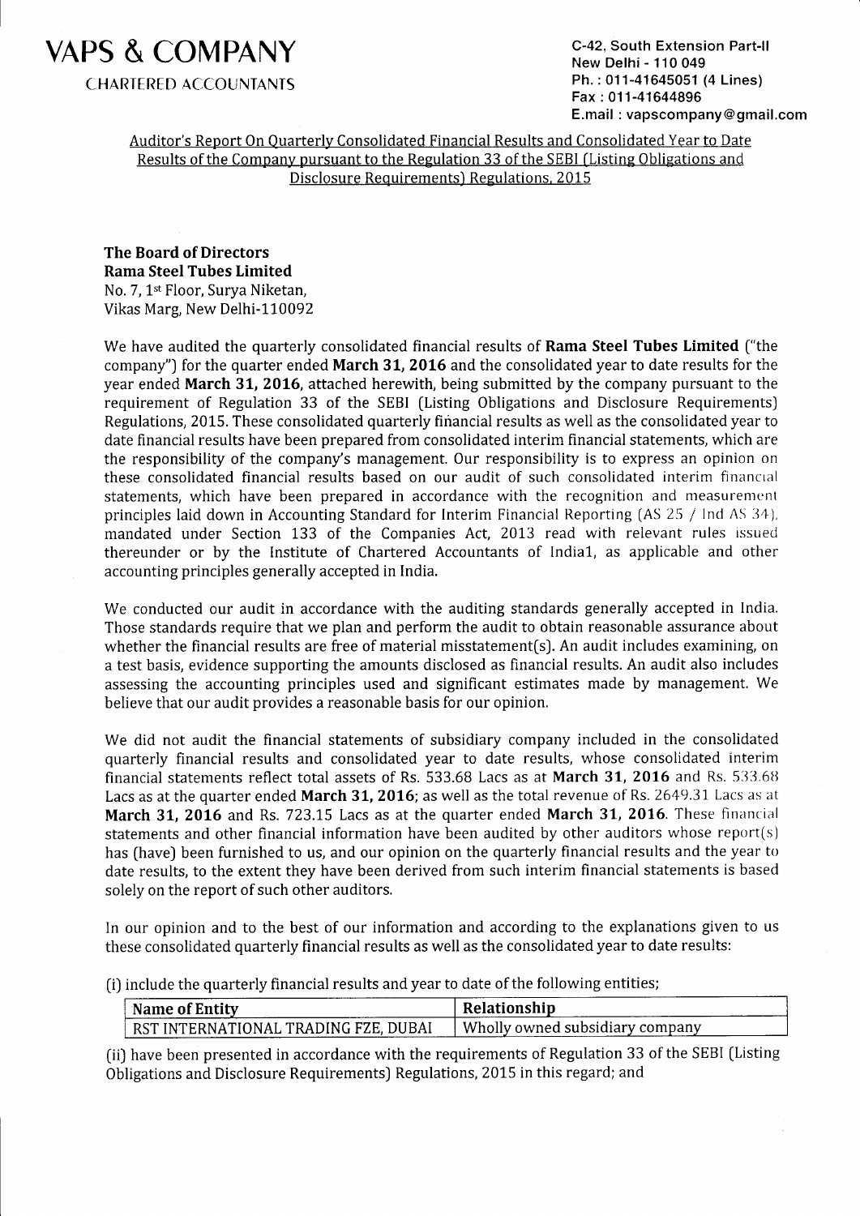# VAPS & COMPANY

CHARTERED ACCOUNTANTS

C-42, South Extension Part-II
New Delhi - 110 049
Ph. : 011-41645051 (4 Lines)
Fax : 011-41644896
E.mail : vapscompany@gmail.com

Auditor's Report On Quarterly Consolidated Financial Results and Consolidated Year to Date Results of the Company pursuant to the Regulation 33 of the SEBI (Listing Obligations and Disclosure Requirements) Regulations, 2015

**The Board of Directors**
**Rama Steel Tubes Limited**
No. 7, 1st Floor, Surya Niketan,
Vikas Marg, New Delhi-110092

We have audited the quarterly consolidated financial results of **Rama Steel Tubes Limited** ("the company") for the quarter ended **March 31, 2016** and the consolidated year to date results for the year ended **March 31, 2016**, attached herewith, being submitted by the company pursuant to the requirement of Regulation 33 of the SEBI (Listing Obligations and Disclosure Requirements) Regulations, 2015. These consolidated quarterly financial results as well as the consolidated year to date financial results have been prepared from consolidated interim financial statements, which are the responsibility of the company's management. Our responsibility is to express an opinion on these consolidated financial results based on our audit of such consolidated interim financial statements, which have been prepared in accordance with the recognition and measurement principles laid down in Accounting Standard for Interim Financial Reporting (AS 25 / Ind AS 34), mandated under Section 133 of the Companies Act, 2013 read with relevant rules issued thereunder or by the Institute of Chartered Accountants of India1, as applicable and other accounting principles generally accepted in India.

We conducted our audit in accordance with the auditing standards generally accepted in India. Those standards require that we plan and perform the audit to obtain reasonable assurance about whether the financial results are free of material misstatement(s). An audit includes examining, on a test basis, evidence supporting the amounts disclosed as financial results. An audit also includes assessing the accounting principles used and significant estimates made by management. We believe that our audit provides a reasonable basis for our opinion.

We did not audit the financial statements of subsidiary company included in the consolidated quarterly financial results and consolidated year to date results, whose consolidated interim financial statements reflect total assets of Rs. 533.68 Lacs as at **March 31, 2016** and Rs. 533.68 Lacs as at the quarter ended **March 31, 2016**; as well as the total revenue of Rs. 2649.31 Lacs as at **March 31, 2016** and Rs. 723.15 Lacs as at the quarter ended **March 31, 2016**. These financial statements and other financial information have been audited by other auditors whose report(s) has (have) been furnished to us, and our opinion on the quarterly financial results and the year to date results, to the extent they have been derived from such interim financial statements is based solely on the report of such other auditors.

In our opinion and to the best of our information and according to the explanations given to us these consolidated quarterly financial results as well as the consolidated year to date results:

(i) include the quarterly financial results and year to date of the following entities;

| Name of Entity | Relationship |
|---|---|
| RST INTERNATIONAL TRADING FZE, DUBAI | Wholly owned subsidiary company |

(ii) have been presented in accordance with the requirements of Regulation 33 of the SEBI (Listing Obligations and Disclosure Requirements) Regulations, 2015 in this regard; and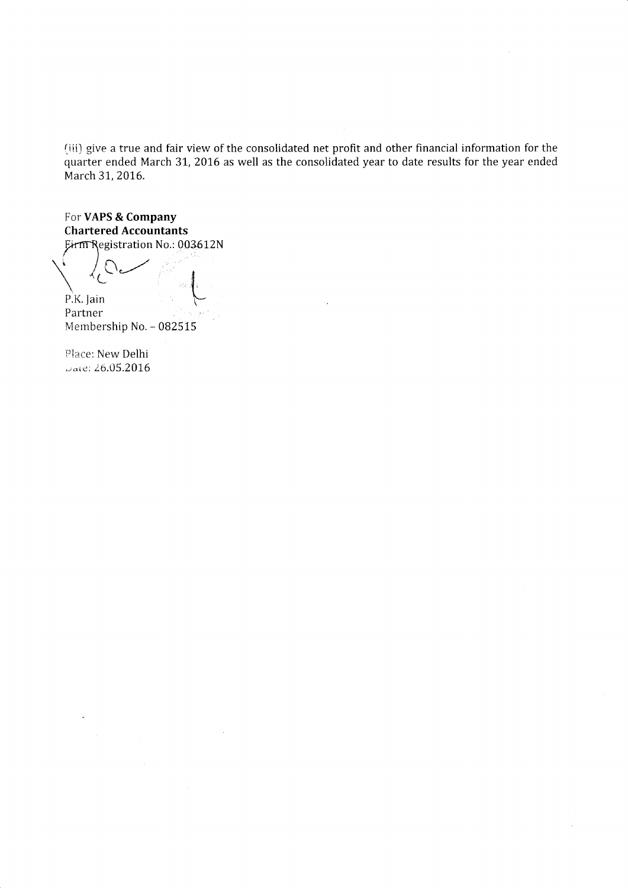(iii) give a true and fair view of the consolidated net profit and other financial information for the quarter ended March 31, 2016 as well as the consolidated year to date results for the year ended March 31, 2016.

For **VAPS & Company**
**Chartered Accountants**
Firm Registration No.: 003612N

P.K. Jain
Partner
Membership No. – 082515

Place: New Delhi
Date: 26.05.2016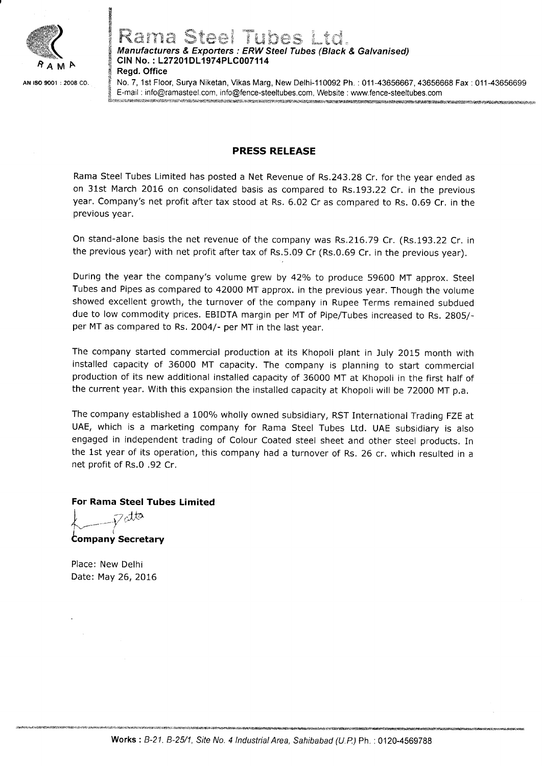# Rama Steel Tubes Ltd.

***Manufacturers & Exporters : ERW Steel Tubes (Black & Galvanised)***
**CIN No. : L27201DL1974PLC007114**
**Regd. Office**
No. 7, 1st Floor, Surya Niketan, Vikas Marg, New Delhi-110092 Ph. : 011-43656667, 43656668 Fax : 011-43656699
E-mail : info@ramasteel.com, info@fence-steeltubes.com, Website : www.fence-steeltubes.com

RAMA
AN ISO 9001 : 2008 CO.

## PRESS RELEASE

Rama Steel Tubes Limited has posted a Net Revenue of Rs.243.28 Cr. for the year ended as on 31st March 2016 on consolidated basis as compared to Rs.193.22 Cr. in the previous year. Company's net profit after tax stood at Rs. 6.02 Cr as compared to Rs. 0.69 Cr. in the previous year.

On stand-alone basis the net revenue of the company was Rs.216.79 Cr. (Rs.193.22 Cr. in the previous year) with net profit after tax of Rs.5.09 Cr (Rs.0.69 Cr. in the previous year).

During the year the company's volume grew by 42% to produce 59600 MT approx. Steel Tubes and Pipes as compared to 42000 MT approx. in the previous year. Though the volume showed excellent growth, the turnover of the company in Rupee Terms remained subdued due to low commodity prices. EBIDTA margin per MT of Pipe/Tubes increased to Rs. 2805/- per MT as compared to Rs. 2004/- per MT in the last year.

The company started commercial production at its Khopoli plant in July 2015 month with installed capacity of 36000 MT capacity. The company is planning to start commercial production of its new additional installed capacity of 36000 MT at Khopoli in the first half of the current year. With this expansion the installed capacity at Khopoli will be 72000 MT p.a.

The company established a 100% wholly owned subsidiary, RST International Trading FZE at UAE, which is a marketing company for Rama Steel Tubes Ltd. UAE subsidiary is also engaged in independent trading of Colour Coated steel sheet and other steel products. In the 1st year of its operation, this company had a turnover of Rs. 26 cr. which resulted in a net profit of Rs.0 .92 Cr.

**For Rama Steel Tubes Limited**

**Company Secretary**

Place: New Delhi
Date: May 26, 2016

**Works :** *B-21, B-25/1, Site No. 4 Industrial Area, Sahibabad (U.P.)* Ph. : 0120-4569788